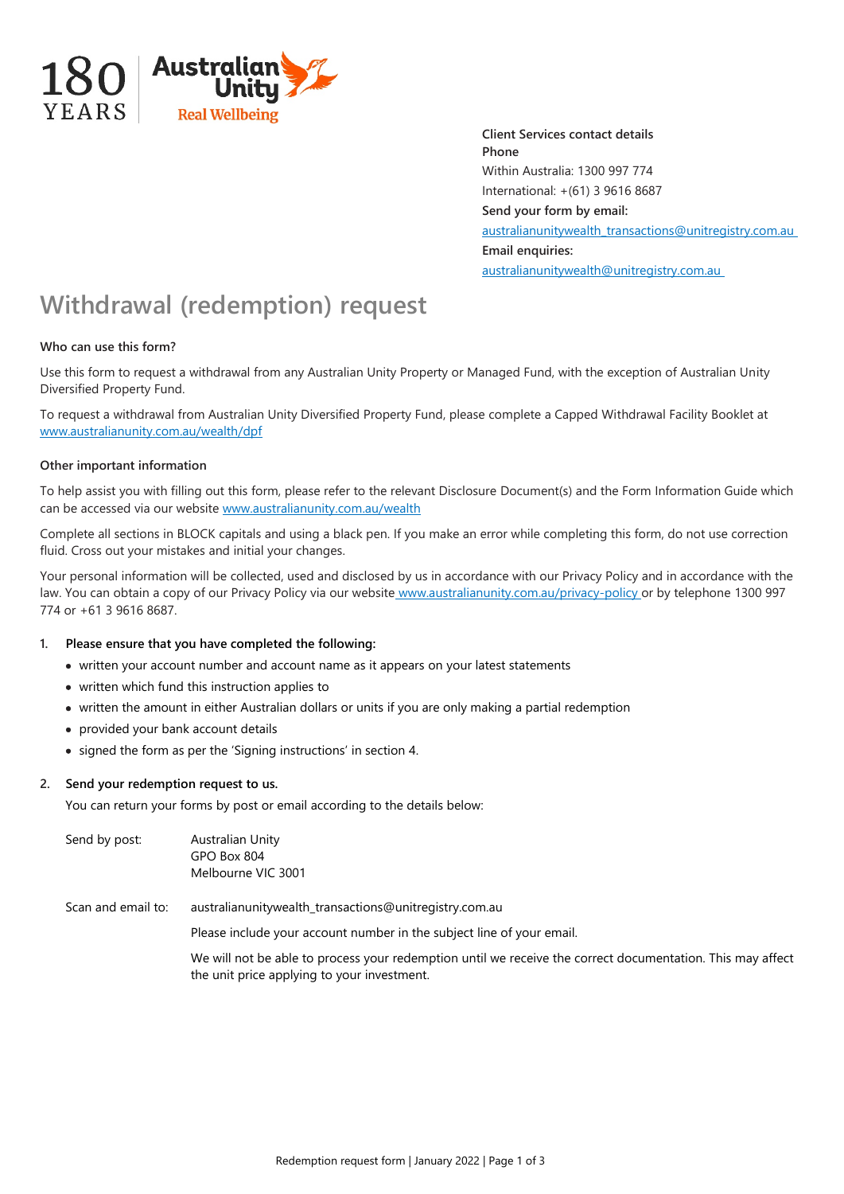180 YEARS | Australian Unity Real Wellbeing

**Client Services contact details**
**Phone**
Within Australia: 1300 997 774
International: +(61) 3 9616 8687
**Send your form by email:**
australianunitywealth_transactions@unitregistry.com.au
**Email enquiries:**
australianunitywealth@unitregistry.com.au

# Withdrawal (redemption) request

**Who can use this form?**

Use this form to request a withdrawal from any Australian Unity Property or Managed Fund, with the exception of Australian Unity Diversified Property Fund.

To request a withdrawal from Australian Unity Diversified Property Fund, please complete a Capped Withdrawal Facility Booklet at www.australianunity.com.au/wealth/dpf

**Other important information**

To help assist you with filling out this form, please refer to the relevant Disclosure Document(s) and the Form Information Guide which can be accessed via our website www.australianunity.com.au/wealth

Complete all sections in BLOCK capitals and using a black pen. If you make an error while completing this form, do not use correction fluid. Cross out your mistakes and initial your changes.

Your personal information will be collected, used and disclosed by us in accordance with our Privacy Policy and in accordance with the law. You can obtain a copy of our Privacy Policy via our website www.australianunity.com.au/privacy-policy or by telephone 1300 997 774 or +61 3 9616 8687.

1. **Please ensure that you have completed the following:**
   - written your account number and account name as it appears on your latest statements
   - written which fund this instruction applies to
   - written the amount in either Australian dollars or units if you are only making a partial redemption
   - provided your bank account details
   - signed the form as per the 'Signing instructions' in section 4.

2. **Send your redemption request to us.**

   You can return your forms by post or email according to the details below:

   Send by post: Australian Unity
   GPO Box 804
   Melbourne VIC 3001

   Scan and email to: australianunitywealth_transactions@unitregistry.com.au

   Please include your account number in the subject line of your email.

   We will not be able to process your redemption until we receive the correct documentation. This may affect the unit price applying to your investment.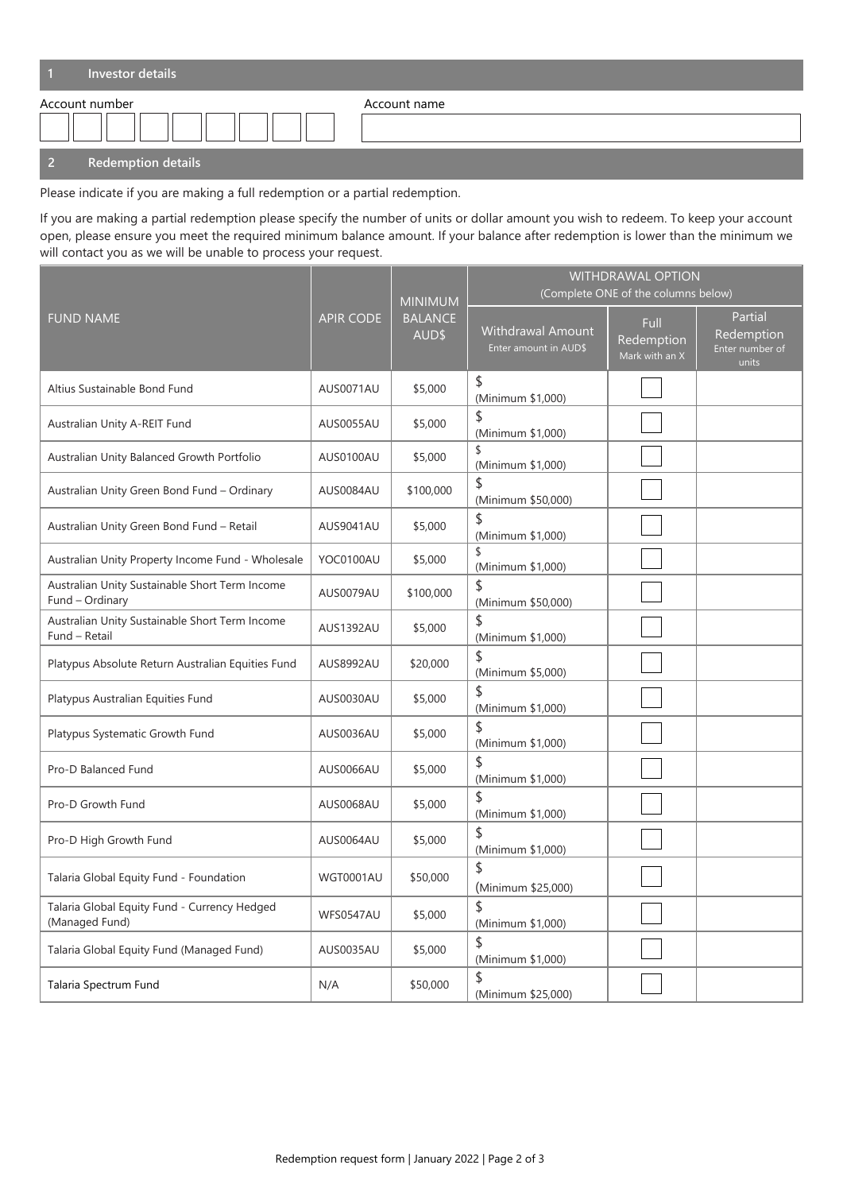## 1 Investor details

Account number

Account name

## 2 Redemption details

Please indicate if you are making a full redemption or a partial redemption.

If you are making a partial redemption please specify the number of units or dollar amount you wish to redeem. To keep your account open, please ensure you meet the required minimum balance amount. If your balance after redemption is lower than the minimum we will contact you as we will be unable to process your request.

| FUND NAME | APIR CODE | MINIMUM BALANCE AUD$ | WITHDRAWAL OPTION (Complete ONE of the columns below) | | |
|---|---|---|---|---|---|
| | | | Withdrawal Amount Enter amount in AUD$ | Full Redemption Mark with an X | Partial Redemption Enter number of units |
| Altius Sustainable Bond Fund | AUS0071AU | $5,000 | $ (Minimum $1,000) | | |
| Australian Unity A-REIT Fund | AUS0055AU | $5,000 | $ (Minimum $1,000) | | |
| Australian Unity Balanced Growth Portfolio | AUS0100AU | $5,000 | $ (Minimum $1,000) | | |
| Australian Unity Green Bond Fund – Ordinary | AUS0084AU | $100,000 | $ (Minimum $50,000) | | |
| Australian Unity Green Bond Fund – Retail | AUS9041AU | $5,000 | $ (Minimum $1,000) | | |
| Australian Unity Property Income Fund - Wholesale | YOC0100AU | $5,000 | $ (Minimum $1,000) | | |
| Australian Unity Sustainable Short Term Income Fund – Ordinary | AUS0079AU | $100,000 | $ (Minimum $50,000) | | |
| Australian Unity Sustainable Short Term Income Fund – Retail | AUS1392AU | $5,000 | $ (Minimum $1,000) | | |
| Platypus Absolute Return Australian Equities Fund | AUS8992AU | $20,000 | $ (Minimum $5,000) | | |
| Platypus Australian Equities Fund | AUS0030AU | $5,000 | $ (Minimum $1,000) | | |
| Platypus Systematic Growth Fund | AUS0036AU | $5,000 | $ (Minimum $1,000) | | |
| Pro-D Balanced Fund | AUS0066AU | $5,000 | $ (Minimum $1,000) | | |
| Pro-D Growth Fund | AUS0068AU | $5,000 | $ (Minimum $1,000) | | |
| Pro-D High Growth Fund | AUS0064AU | $5,000 | $ (Minimum $1,000) | | |
| Talaria Global Equity Fund - Foundation | WGT0001AU | $50,000 | $ (Minimum $25,000) | | |
| Talaria Global Equity Fund - Currency Hedged (Managed Fund) | WFS0547AU | $5,000 | $ (Minimum $1,000) | | |
| Talaria Global Equity Fund (Managed Fund) | AUS0035AU | $5,000 | $ (Minimum $1,000) | | |
| Talaria Spectrum Fund | N/A | $50,000 | $ (Minimum $25,000) | | |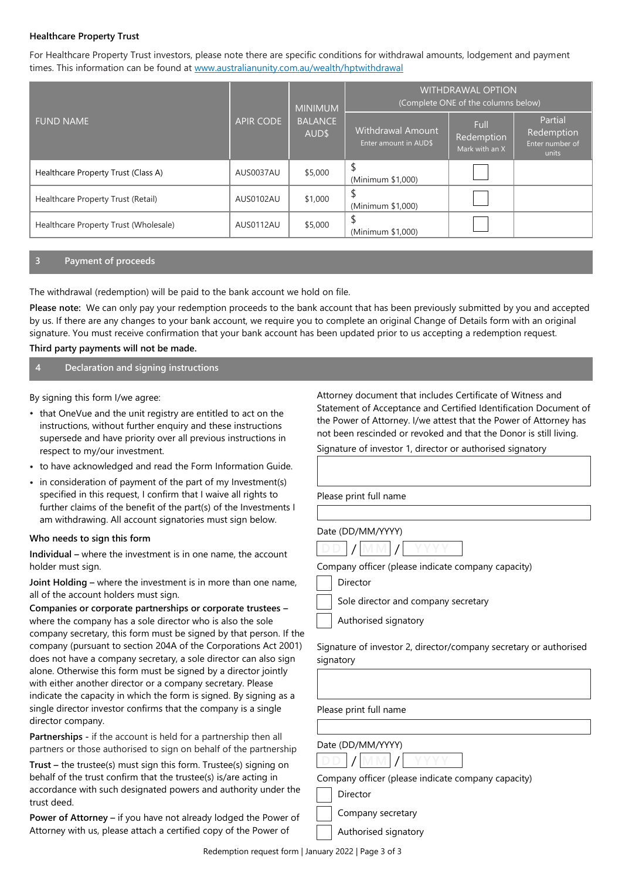**Healthcare Property Trust**

For Healthcare Property Trust investors, please note there are specific conditions for withdrawal amounts, lodgement and payment times. This information can be found at www.australianunity.com.au/wealth/hptwithdrawal

| FUND NAME | APIR CODE | MINIMUM BALANCE AUD$ | WITHDRAWAL OPTION (Complete ONE of the columns below) | | |
|---|---|---|---|---|---|
| | | | Withdrawal Amount Enter amount in AUD$ | Full Redemption Mark with an X | Partial Redemption Enter number of units |
| Healthcare Property Trust (Class A) | AUS0037AU | $5,000 | $ (Minimum $1,000) | ☐ | |
| Healthcare Property Trust (Retail) | AUS0102AU | $1,000 | $ (Minimum $1,000) | ☐ | |
| Healthcare Property Trust (Wholesale) | AUS0112AU | $5,000 | $ (Minimum $1,000) | ☐ | |

## 3 Payment of proceeds

The withdrawal (redemption) will be paid to the bank account we hold on file.

**Please note:** We can only pay your redemption proceeds to the bank account that has been previously submitted by you and accepted by us. If there are any changes to your bank account, we require you to complete an original Change of Details form with an original signature. You must receive confirmation that your bank account has been updated prior to us accepting a redemption request.

**Third party payments will not be made.**

## 4 Declaration and signing instructions

By signing this form I/we agree:

- that OneVue and the unit registry are entitled to act on the instructions, without further enquiry and these instructions supersede and have priority over all previous instructions in respect to my/our investment.
- to have acknowledged and read the Form Information Guide.
- in consideration of payment of the part of my Investment(s) specified in this request, I confirm that I waive all rights to further claims of the benefit of the part(s) of the Investments I am withdrawing. All account signatories must sign below.

**Who needs to sign this form**

**Individual –** where the investment is in one name, the account holder must sign.

**Joint Holding –** where the investment is in more than one name, all of the account holders must sign.

**Companies or corporate partnerships or corporate trustees –** where the company has a sole director who is also the sole company secretary, this form must be signed by that person. If the company (pursuant to section 204A of the Corporations Act 2001) does not have a company secretary, a sole director can also sign alone. Otherwise this form must be signed by a director jointly with either another director or a company secretary. Please indicate the capacity in which the form is signed. By signing as a single director investor confirms that the company is a single director company.

**Partnerships** - if the account is held for a partnership then all partners or those authorised to sign on behalf of the partnership

**Trust –** the trustee(s) must sign this form. Trustee(s) signing on behalf of the trust confirm that the trustee(s) is/are acting in accordance with such designated powers and authority under the trust deed.

**Power of Attorney –** if you have not already lodged the Power of Attorney with us, please attach a certified copy of the Power of Attorney document that includes Certificate of Witness and Statement of Acceptance and Certified Identification Document of the Power of Attorney. I/we attest that the Power of Attorney has not been rescinded or revoked and that the Donor is still living.

Signature of investor 1, director or authorised signatory

Please print full name

Date (DD/MM/YYYY)

DD / MM / YYYY

Company officer (please indicate company capacity)

- ☐ Director
- ☐ Sole director and company secretary
- ☐ Authorised signatory

Signature of investor 2, director/company secretary or authorised signatory

Please print full name

Date (DD/MM/YYYY)

DD / MM / YYYY

Company officer (please indicate company capacity)

- ☐ Director
- ☐ Company secretary
- ☐ Authorised signatory